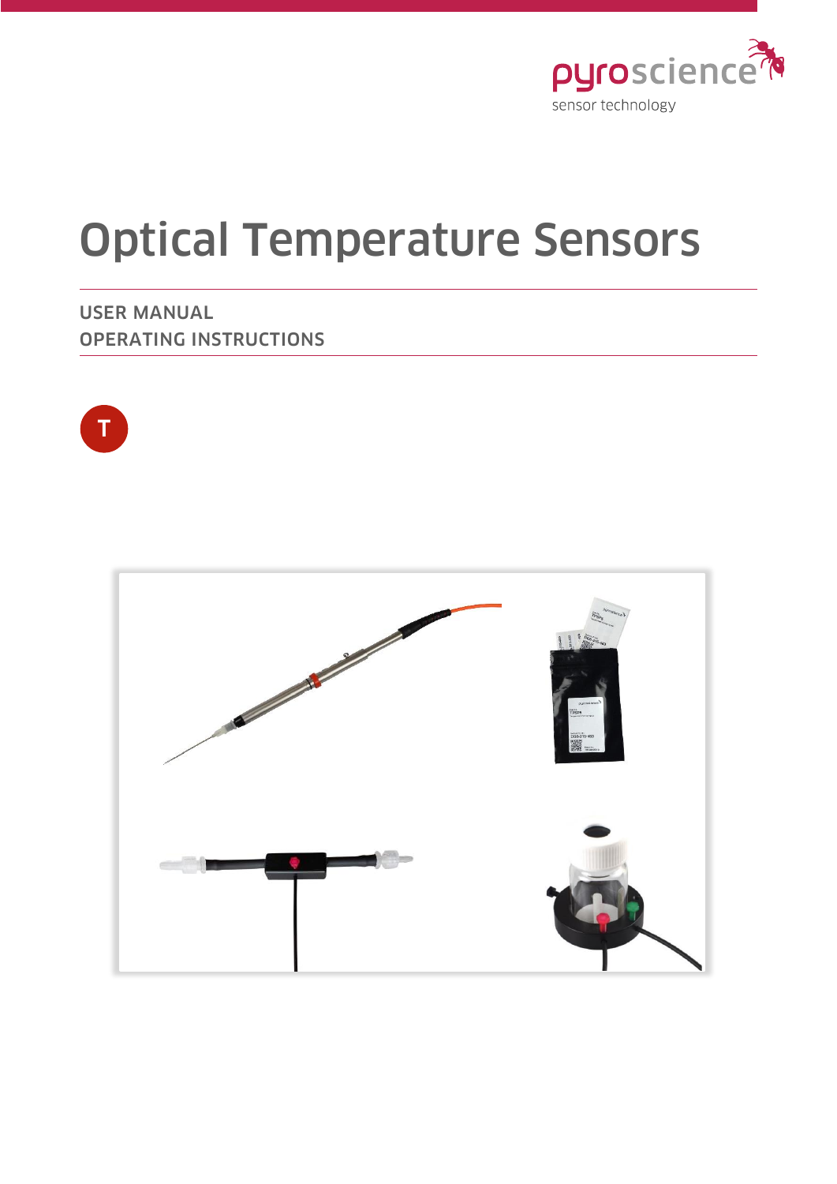pyroscience
sensor technology

# Optical Temperature Sensors

USER MANUAL
OPERATING INSTRUCTIONS

T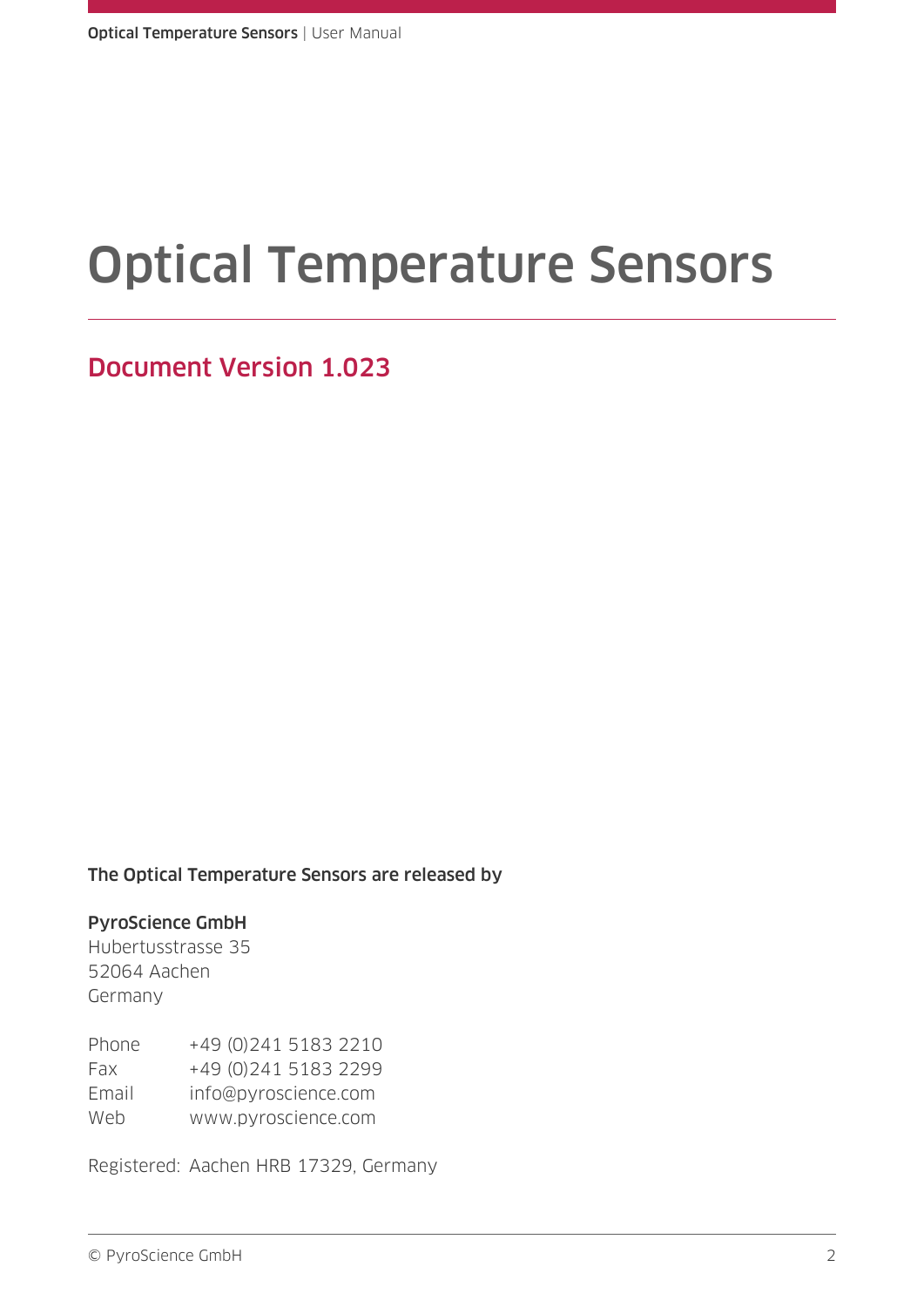# Optical Temperature Sensors

## Document Version 1.023

**The Optical Temperature Sensors are released by**

**PyroScience GmbH**
Hubertusstrasse 35
52064 Aachen
Germany

| | |
|---|---|
| Phone | +49 (0)241 5183 2210 |
| Fax | +49 (0)241 5183 2299 |
| Email | info@pyroscience.com |
| Web | www.pyroscience.com |

Registered: Aachen HRB 17329, Germany

© PyroScience GmbH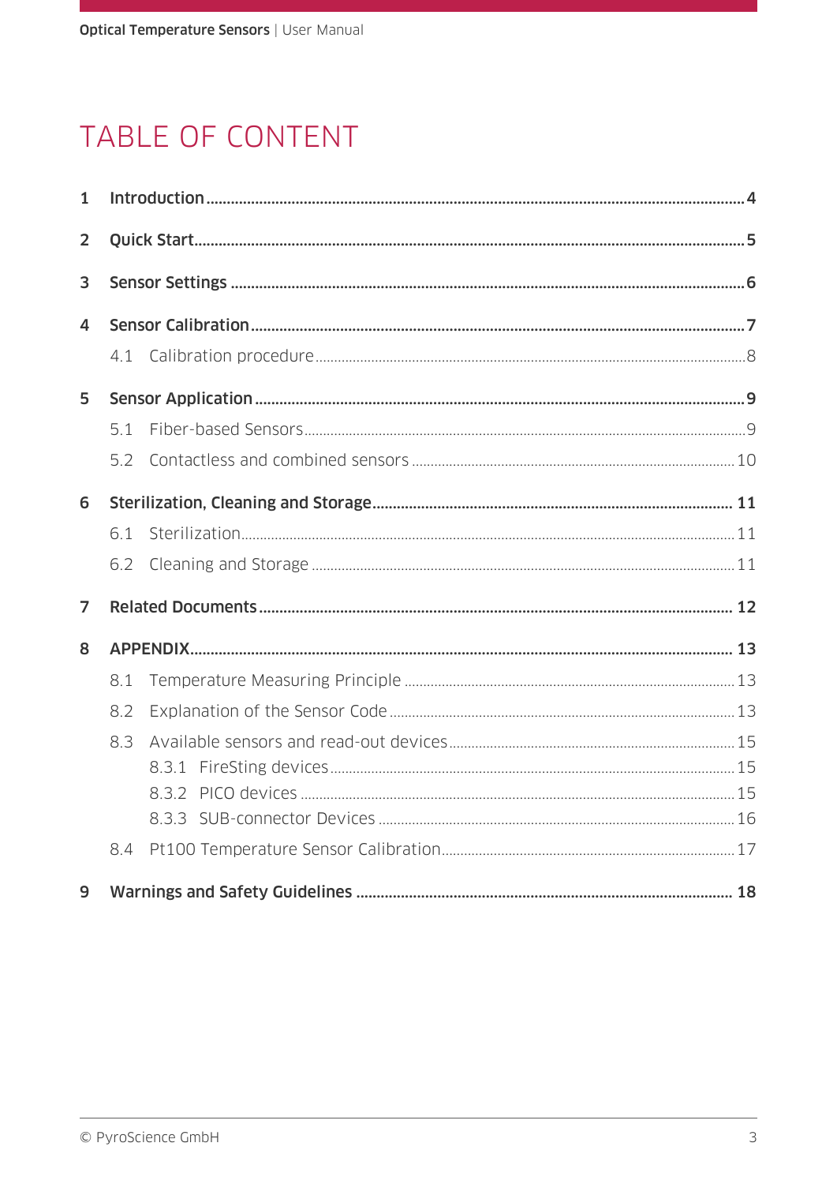# TABLE OF CONTENT

**1 Introduction** .......... **4**

**2 Quick Start** .......... **5**

**3 Sensor Settings** .......... **6**

**4 Sensor Calibration** .......... **7**

4.1 Calibration procedure .......... 8

**5 Sensor Application** .......... **9**

5.1 Fiber-based Sensors .......... 9

5.2 Contactless and combined sensors .......... 10

**6 Sterilization, Cleaning and Storage** .......... **11**

6.1 Sterilization .......... 11

6.2 Cleaning and Storage .......... 11

**7 Related Documents** .......... **12**

**8 APPENDIX** .......... **13**

8.1 Temperature Measuring Principle .......... 13

8.2 Explanation of the Sensor Code .......... 13

8.3 Available sensors and read-out devices .......... 15

8.3.1 FireSting devices .......... 15

8.3.2 PICO devices .......... 15

8.3.3 SUB-connector Devices .......... 16

8.4 Pt100 Temperature Sensor Calibration .......... 17

**9 Warnings and Safety Guidelines** .......... **18**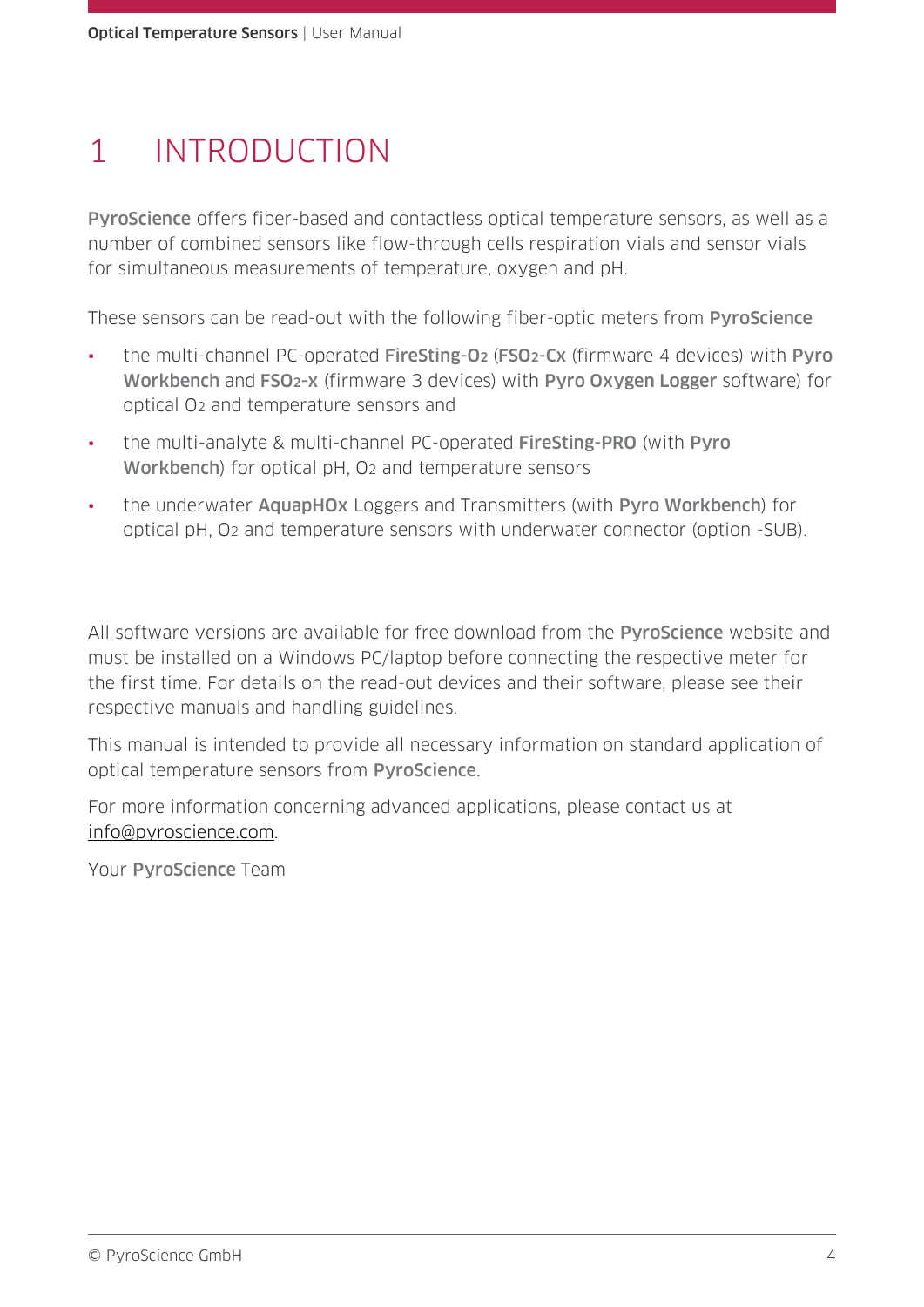# 1 INTRODUCTION

**PyroScience** offers fiber-based and contactless optical temperature sensors, as well as a number of combined sensors like flow-through cells respiration vials and sensor vials for simultaneous measurements of temperature, oxygen and pH.

These sensors can be read-out with the following fiber-optic meters from **PyroScience**

- the multi-channel PC-operated **FireSting-$O_2$** (**FS$O_2$-Cx** (firmware 4 devices) with **Pyro Workbench** and **FS$O_2$-x** (firmware 3 devices) with **Pyro Oxygen Logger** software) for optical $O_2$ and temperature sensors and
- the multi-analyte & multi-channel PC-operated **FireSting-PRO** (with **Pyro Workbench**) for optical pH, $O_2$ and temperature sensors
- the underwater **AquapHOx** Loggers and Transmitters (with **Pyro Workbench**) for optical pH, $O_2$ and temperature sensors with underwater connector (option -SUB).

All software versions are available for free download from the **PyroScience** website and must be installed on a Windows PC/laptop before connecting the respective meter for the first time. For details on the read-out devices and their software, please see their respective manuals and handling guidelines.

This manual is intended to provide all necessary information on standard application of optical temperature sensors from **PyroScience**.

For more information concerning advanced applications, please contact us at info@pyroscience.com.

Your **PyroScience** Team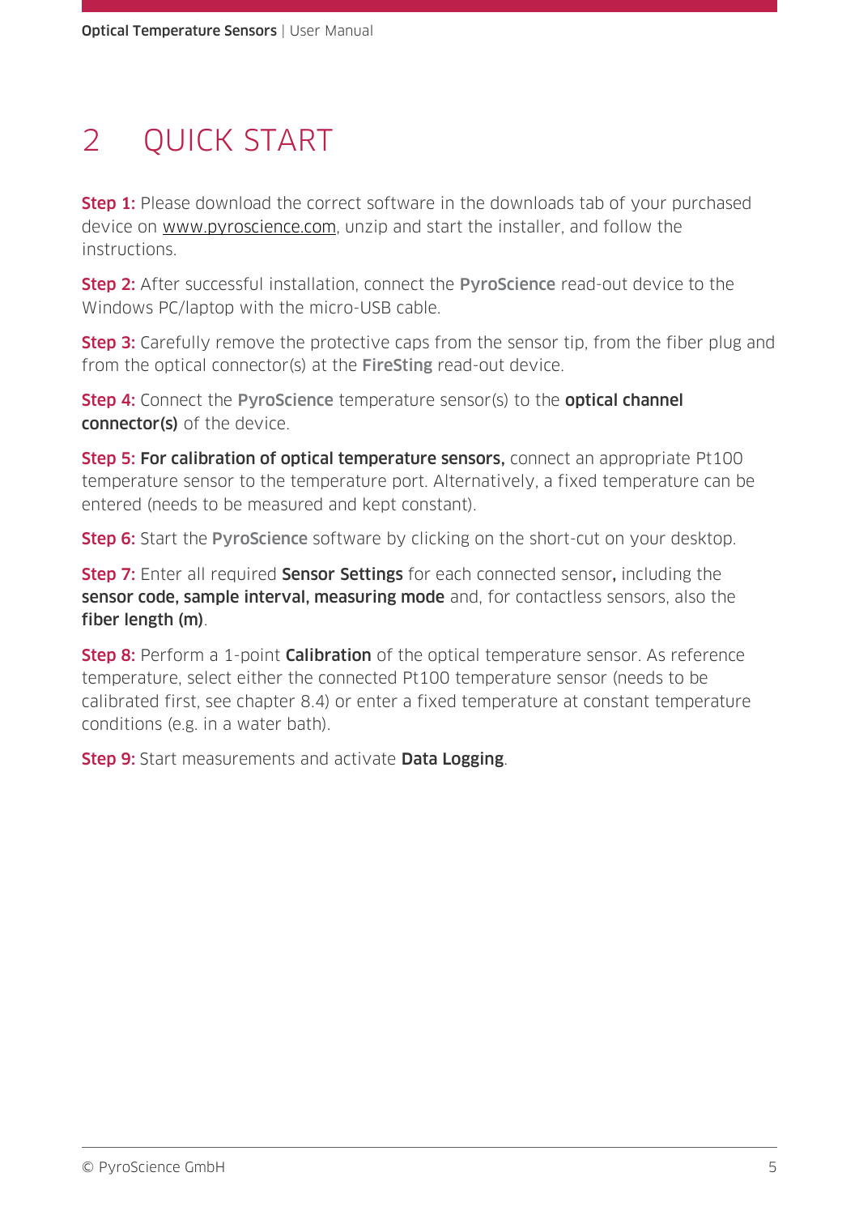# 2 QUICK START

**Step 1:** Please download the correct software in the downloads tab of your purchased device on www.pyroscience.com, unzip and start the installer, and follow the instructions.

**Step 2:** After successful installation, connect the **PyroScience** read-out device to the Windows PC/laptop with the micro-USB cable.

**Step 3:** Carefully remove the protective caps from the sensor tip, from the fiber plug and from the optical connector(s) at the **FireSting** read-out device.

**Step 4:** Connect the **PyroScience** temperature sensor(s) to the **optical channel connector(s)** of the device.

**Step 5:** **For calibration of optical temperature sensors,** connect an appropriate Pt100 temperature sensor to the temperature port. Alternatively, a fixed temperature can be entered (needs to be measured and kept constant).

**Step 6:** Start the **PyroScience** software by clicking on the short-cut on your desktop.

**Step 7:** Enter all required **Sensor Settings** for each connected sensor**,** including the **sensor code, sample interval, measuring mode** and, for contactless sensors, also the **fiber length (m)**.

**Step 8:** Perform a 1-point **Calibration** of the optical temperature sensor. As reference temperature, select either the connected Pt100 temperature sensor (needs to be calibrated first, see chapter 8.4) or enter a fixed temperature at constant temperature conditions (e.g. in a water bath).

**Step 9:** Start measurements and activate **Data Logging**.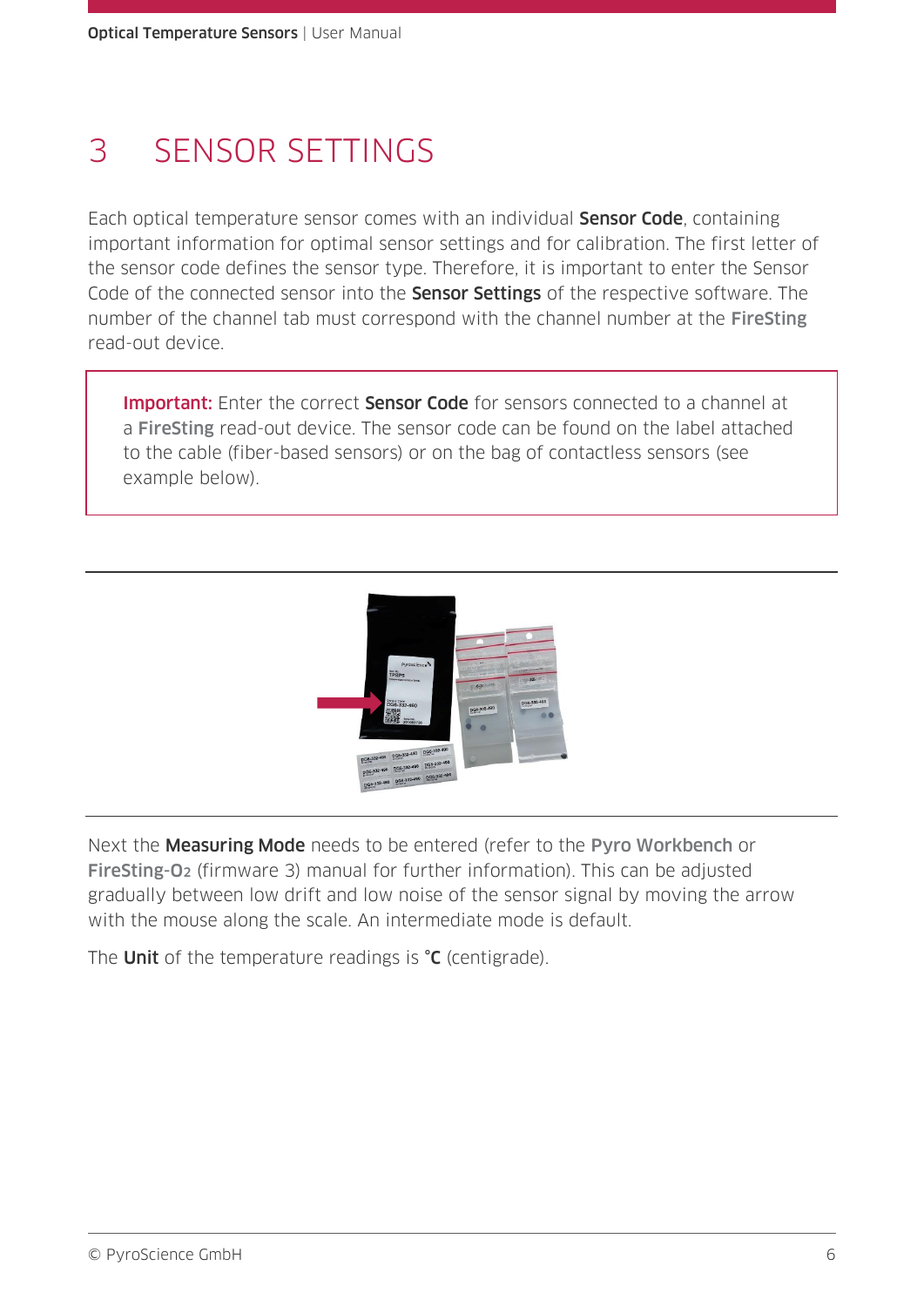# 3 SENSOR SETTINGS

Each optical temperature sensor comes with an individual **Sensor Code**, containing important information for optimal sensor settings and for calibration. The first letter of the sensor code defines the sensor type. Therefore, it is important to enter the Sensor Code of the connected sensor into the **Sensor Settings** of the respective software. The number of the channel tab must correspond with the channel number at the **FireSting** read-out device.

> **Important:** Enter the correct **Sensor Code** for sensors connected to a channel at a **FireSting** read-out device. The sensor code can be found on the label attached to the cable (fiber-based sensors) or on the bag of contactless sensors (see example below).

Next the **Measuring Mode** needs to be entered (refer to the **Pyro Workbench** or **FireSting-O2** (firmware 3) manual for further information). This can be adjusted gradually between low drift and low noise of the sensor signal by moving the arrow with the mouse along the scale. An intermediate mode is default.

The **Unit** of the temperature readings is **°C** (centigrade).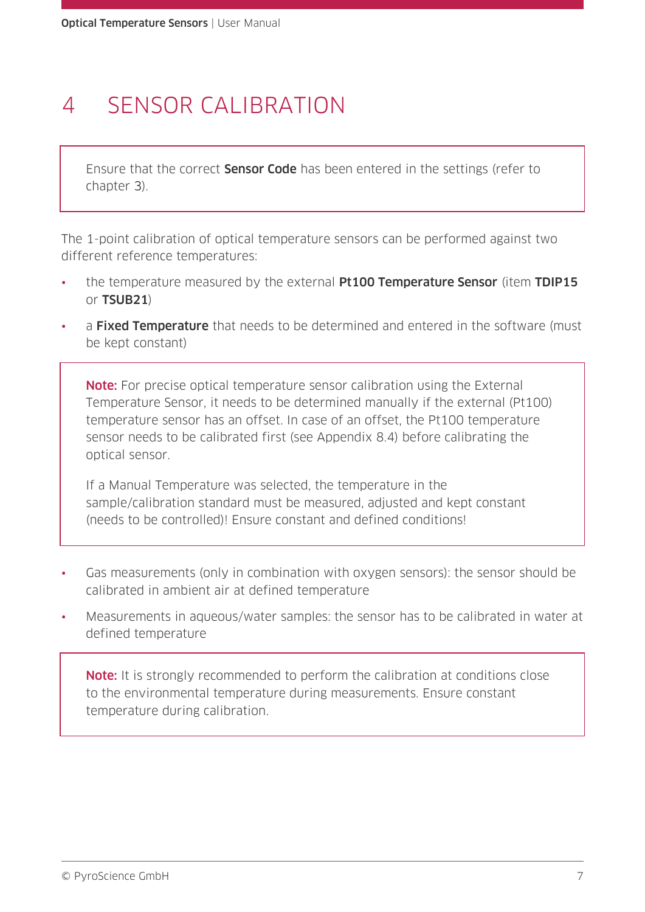# 4 SENSOR CALIBRATION

> Ensure that the correct **Sensor Code** has been entered in the settings (refer to chapter 3).

The 1-point calibration of optical temperature sensors can be performed against two different reference temperatures:

- the temperature measured by the external **Pt100 Temperature Sensor** (item **TDIP15** or **TSUB21**)
- a **Fixed Temperature** that needs to be determined and entered in the software (must be kept constant)

> **Note:** For precise optical temperature sensor calibration using the External Temperature Sensor, it needs to be determined manually if the external (Pt100) temperature sensor has an offset. In case of an offset, the Pt100 temperature sensor needs to be calibrated first (see Appendix 8.4) before calibrating the optical sensor.
>
> If a Manual Temperature was selected, the temperature in the sample/calibration standard must be measured, adjusted and kept constant (needs to be controlled)! Ensure constant and defined conditions!

- Gas measurements (only in combination with oxygen sensors): the sensor should be calibrated in ambient air at defined temperature
- Measurements in aqueous/water samples: the sensor has to be calibrated in water at defined temperature

> **Note:** It is strongly recommended to perform the calibration at conditions close to the environmental temperature during measurements. Ensure constant temperature during calibration.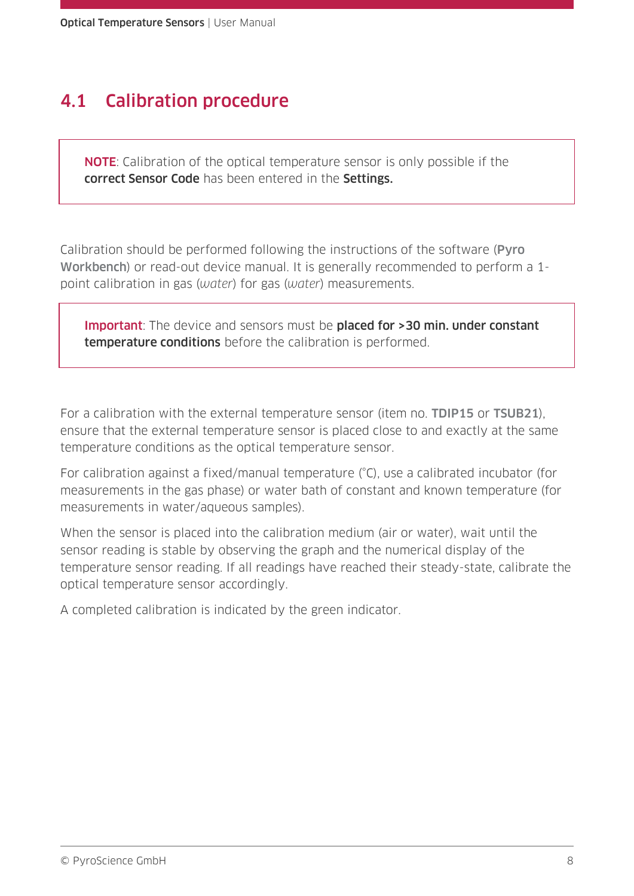## 4.1 Calibration procedure

> **NOTE**: Calibration of the optical temperature sensor is only possible if the **correct Sensor Code** has been entered in the **Settings.**

Calibration should be performed following the instructions of the software (**Pyro Workbench**) or read-out device manual. It is generally recommended to perform a 1-point calibration in gas (*water*) for gas (*water*) measurements.

> **Important**: The device and sensors must be **placed for >30 min. under constant temperature conditions** before the calibration is performed.

For a calibration with the external temperature sensor (item no. **TDIP15** or **TSUB21**), ensure that the external temperature sensor is placed close to and exactly at the same temperature conditions as the optical temperature sensor.

For calibration against a fixed/manual temperature (°C), use a calibrated incubator (for measurements in the gas phase) or water bath of constant and known temperature (for measurements in water/aqueous samples).

When the sensor is placed into the calibration medium (air or water), wait until the sensor reading is stable by observing the graph and the numerical display of the temperature sensor reading. If all readings have reached their steady-state, calibrate the optical temperature sensor accordingly.

A completed calibration is indicated by the green indicator.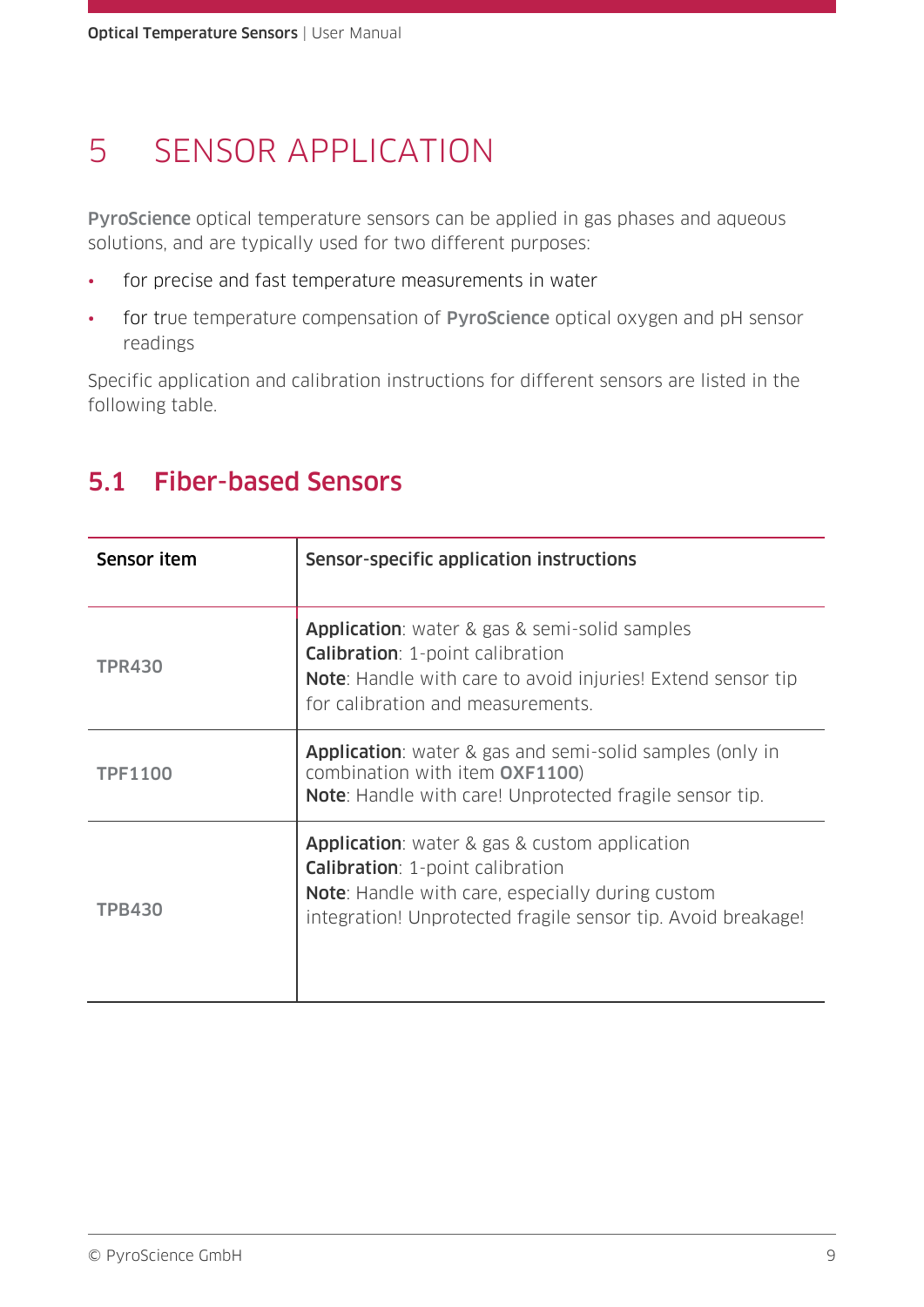# 5 SENSOR APPLICATION

**PyroScience** optical temperature sensors can be applied in gas phases and aqueous solutions, and are typically used for two different purposes:

- for precise and fast temperature measurements in water
- for true temperature compensation of **PyroScience** optical oxygen and pH sensor readings

Specific application and calibration instructions for different sensors are listed in the following table.

## 5.1 Fiber-based Sensors

| Sensor item | Sensor-specific application instructions |
|---|---|
| **TPR430** | **Application**: water & gas & semi-solid samples<br>**Calibration**: 1-point calibration<br>**Note**: Handle with care to avoid injuries! Extend sensor tip for calibration and measurements. |
| **TPF1100** | **Application**: water & gas and semi-solid samples (only in combination with item **OXF1100**)<br>**Note**: Handle with care! Unprotected fragile sensor tip. |
| **TPB430** | **Application**: water & gas & custom application<br>**Calibration**: 1-point calibration<br>**Note**: Handle with care, especially during custom integration! Unprotected fragile sensor tip. Avoid breakage! |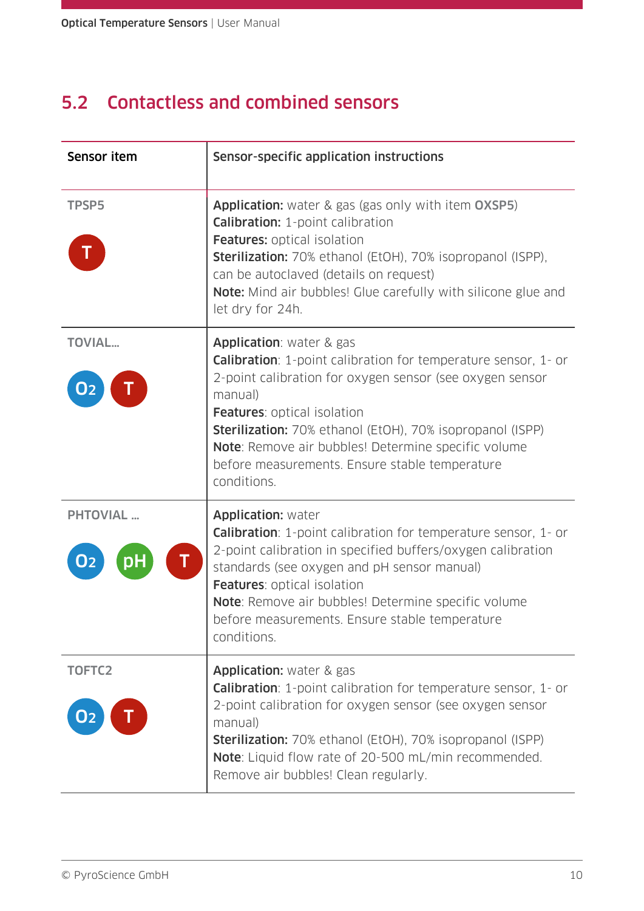## 5.2 Contactless and combined sensors

| Sensor item | Sensor-specific application instructions |
|---|---|
| **TPSP5**<br>T | **Application:** water & gas (gas only with item **OXSP5**)<br>**Calibration:** 1-point calibration<br>**Features:** optical isolation<br>**Sterilization:** 70% ethanol (EtOH), 70% isopropanol (ISPP), can be autoclaved (details on request)<br>**Note:** Mind air bubbles! Glue carefully with silicone glue and let dry for 24h. |
| **TOVIAL...**<br>$O_2$ T | **Application**: water & gas<br>**Calibration**: 1-point calibration for temperature sensor, 1- or 2-point calibration for oxygen sensor (see oxygen sensor manual)<br>**Features**: optical isolation<br>**Sterilization:** 70% ethanol (EtOH), 70% isopropanol (ISPP)<br>**Note**: Remove air bubbles! Determine specific volume before measurements. Ensure stable temperature conditions. |
| **PHTOVIAL ...**<br>$O_2$ pH T | **Application:** water<br>**Calibration**: 1-point calibration for temperature sensor, 1- or 2-point calibration in specified buffers/oxygen calibration standards (see oxygen and pH sensor manual)<br>**Features**: optical isolation<br>**Note**: Remove air bubbles! Determine specific volume before measurements. Ensure stable temperature conditions. |
| **TOFTC2**<br>$O_2$ T | **Application:** water & gas<br>**Calibration**: 1-point calibration for temperature sensor, 1- or 2-point calibration for oxygen sensor (see oxygen sensor manual)<br>**Sterilization:** 70% ethanol (EtOH), 70% isopropanol (ISPP)<br>**Note**: Liquid flow rate of 20-500 mL/min recommended. Remove air bubbles! Clean regularly. |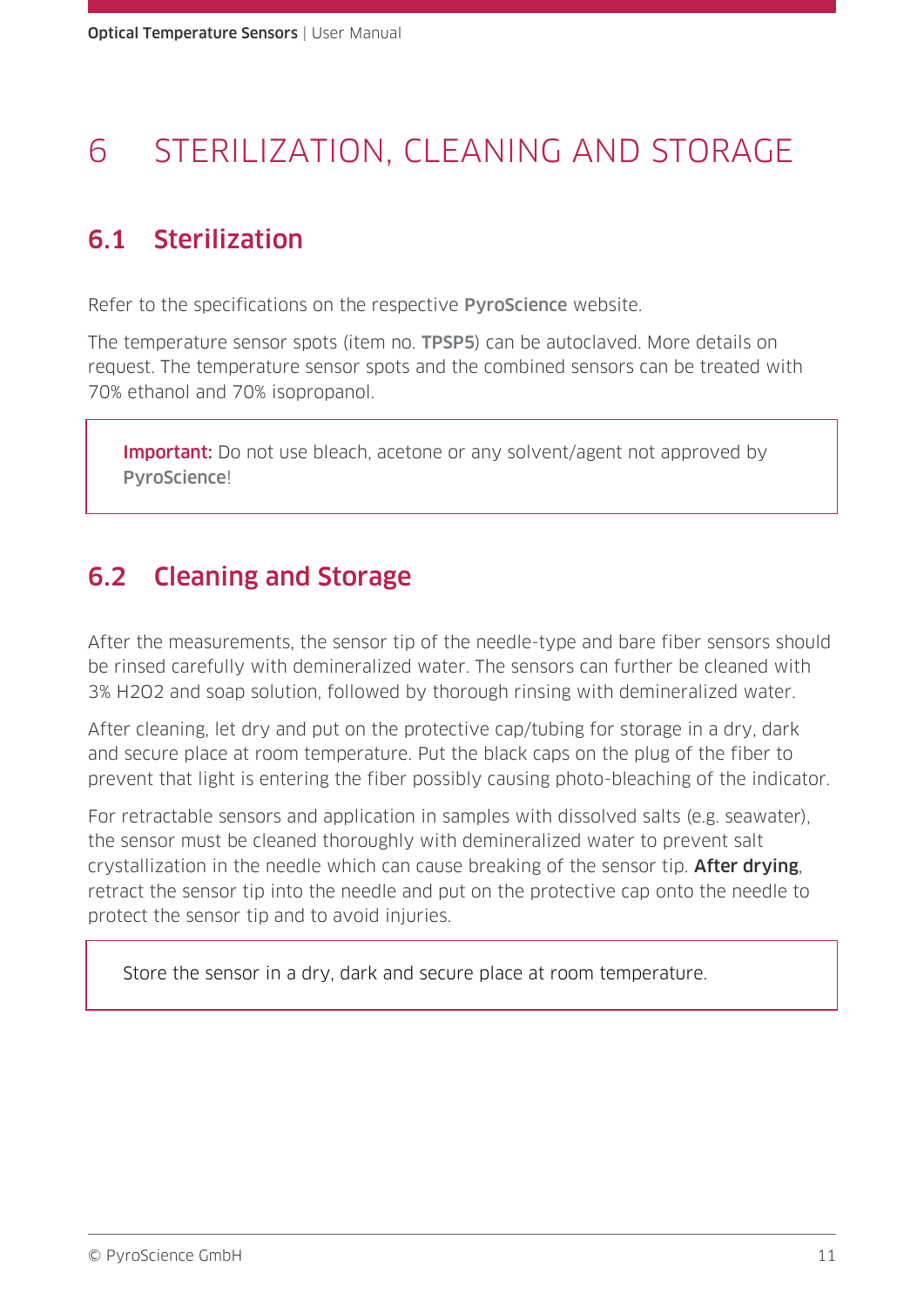# 6 STERILIZATION, CLEANING AND STORAGE

## 6.1 Sterilization

Refer to the specifications on the respective **PyroScience** website.

The temperature sensor spots (item no. **TPSP5**) can be autoclaved. More details on request. The temperature sensor spots and the combined sensors can be treated with 70% ethanol and 70% isopropanol.

> **Important:** Do not use bleach, acetone or any solvent/agent not approved by **PyroScience**!

## 6.2 Cleaning and Storage

After the measurements, the sensor tip of the needle-type and bare fiber sensors should be rinsed carefully with demineralized water. The sensors can further be cleaned with 3% $H_2O_2$ and soap solution, followed by thorough rinsing with demineralized water.

After cleaning, let dry and put on the protective cap/tubing for storage in a dry, dark and secure place at room temperature. Put the black caps on the plug of the fiber to prevent that light is entering the fiber possibly causing photo-bleaching of the indicator.

For retractable sensors and application in samples with dissolved salts (e.g. seawater), the sensor must be cleaned thoroughly with demineralized water to prevent salt crystallization in the needle which can cause breaking of the sensor tip. **After drying**, retract the sensor tip into the needle and put on the protective cap onto the needle to protect the sensor tip and to avoid injuries.

> Store the sensor in a dry, dark and secure place at room temperature.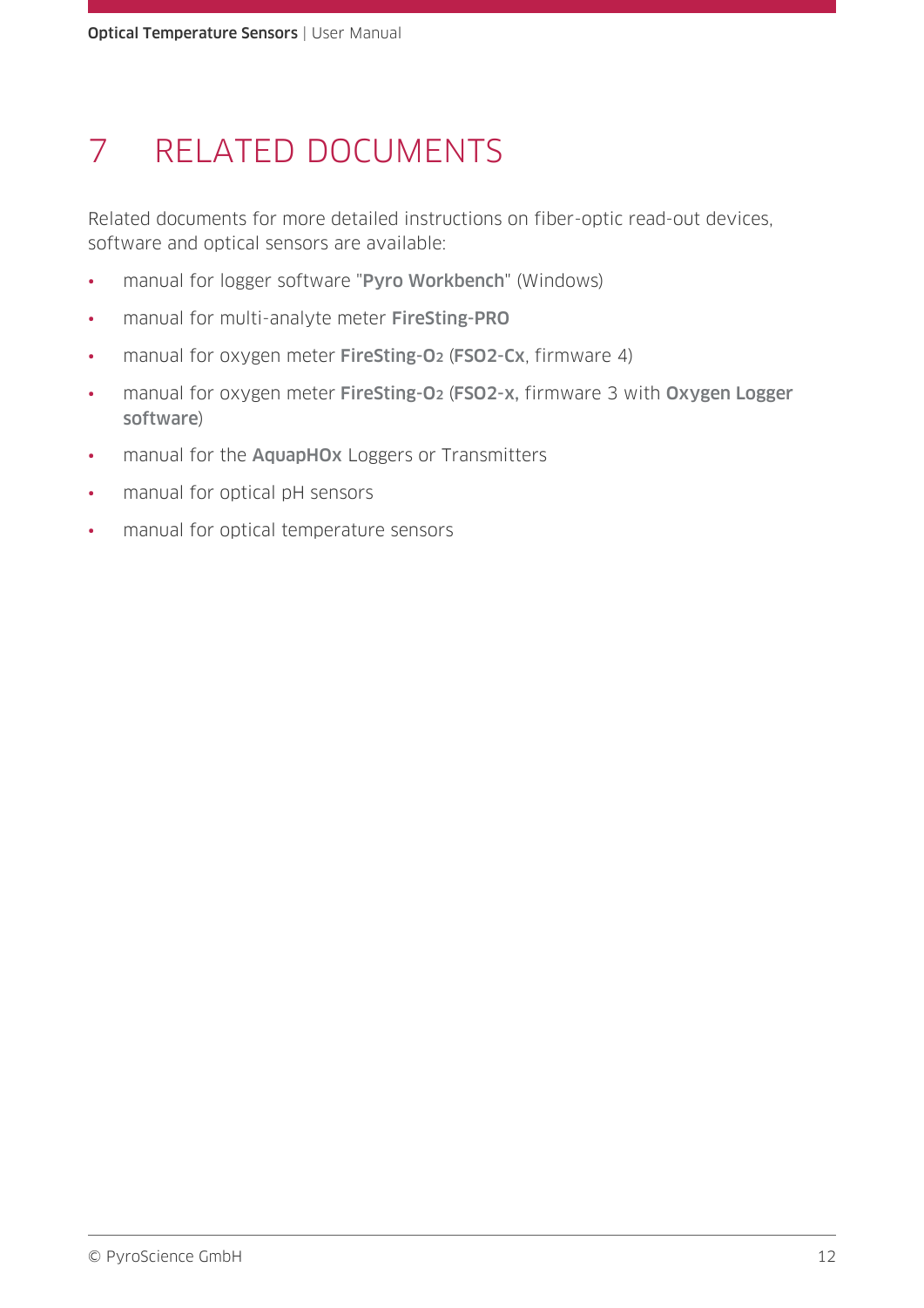# 7 RELATED DOCUMENTS

Related documents for more detailed instructions on fiber-optic read-out devices, software and optical sensors are available:

- manual for logger software "**Pyro Workbench**" (Windows)
- manual for multi-analyte meter **FireSting-PRO**
- manual for oxygen meter **FireSting-$O_2$** (**FSO2-Cx**, firmware 4)
- manual for oxygen meter **FireSting-$O_2$** (**FSO2-x**, firmware 3 with **Oxygen Logger software**)
- manual for the **AquapHOx** Loggers or Transmitters
- manual for optical pH sensors
- manual for optical temperature sensors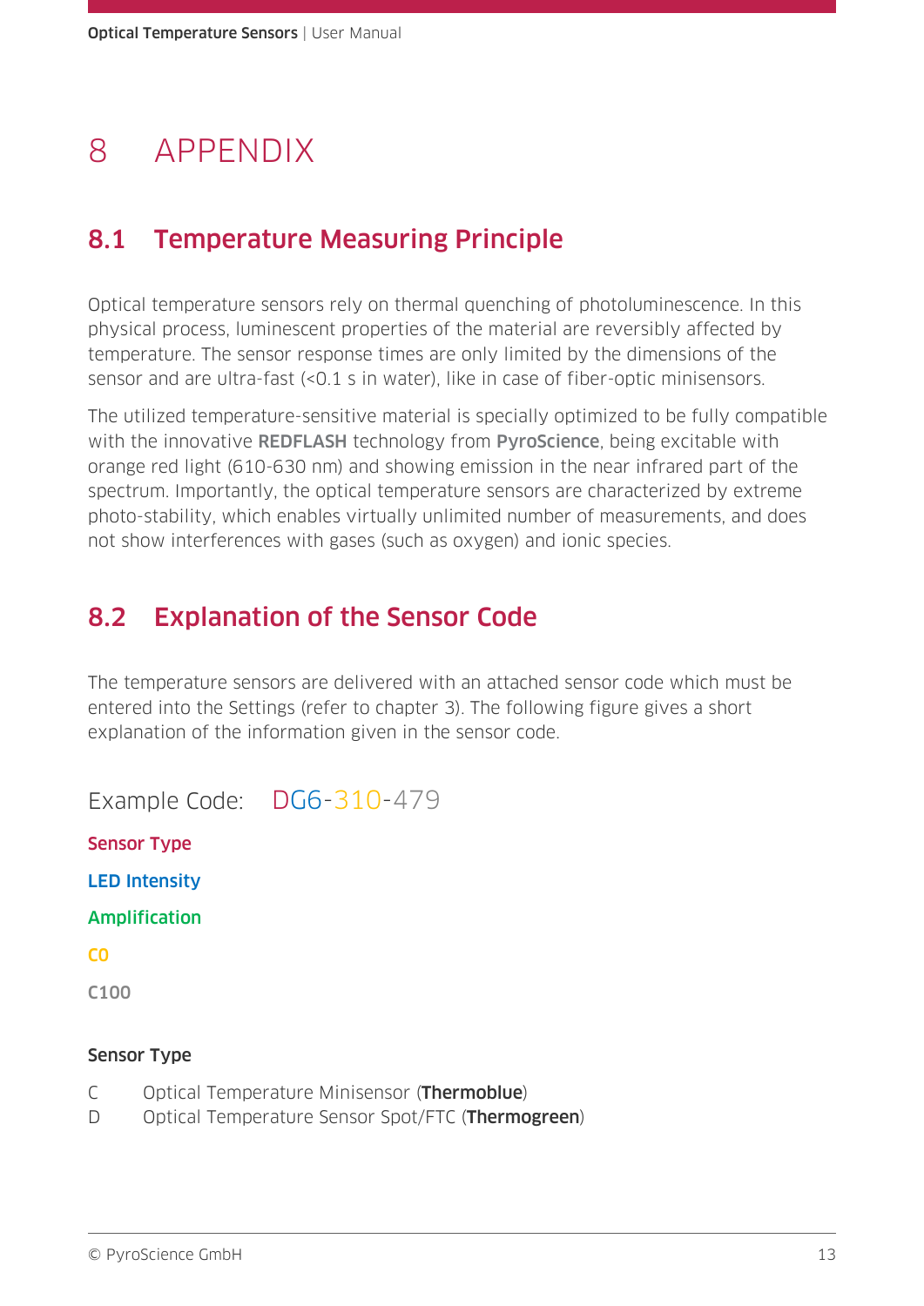# 8 APPENDIX

## 8.1 Temperature Measuring Principle

Optical temperature sensors rely on thermal quenching of photoluminescence. In this physical process, luminescent properties of the material are reversibly affected by temperature. The sensor response times are only limited by the dimensions of the sensor and are ultra-fast (<0.1 s in water), like in case of fiber-optic minisensors.

The utilized temperature-sensitive material is specially optimized to be fully compatible with the innovative **REDFLASH** technology from **PyroScience**, being excitable with orange red light (610-630 nm) and showing emission in the near infrared part of the spectrum. Importantly, the optical temperature sensors are characterized by extreme photo-stability, which enables virtually unlimited number of measurements, and does not show interferences with gases (such as oxygen) and ionic species.

## 8.2 Explanation of the Sensor Code

The temperature sensors are delivered with an attached sensor code which must be entered into the Settings (refer to chapter 3). The following figure gives a short explanation of the information given in the sensor code.

Example Code: DG6-310-479

**Sensor Type**

**LED Intensity**

**Amplification**

**C0**

**C100**

**Sensor Type**

C Optical Temperature Minisensor (**Thermoblue**)

D Optical Temperature Sensor Spot/FTC (**Thermogreen**)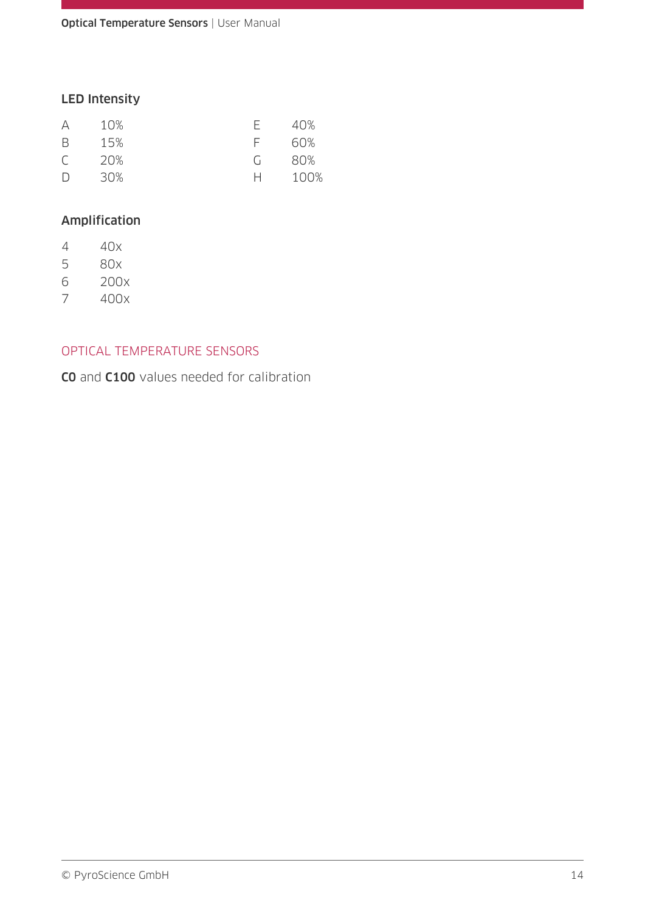### LED Intensity

| | | | |
|---|---|---|---|
| A | 10% | E | 40% |
| B | 15% | F | 60% |
| C | 20% | G | 80% |
| D | 30% | H | 100% |

### Amplification

| | |
|---|---|
| 4 | 40x |
| 5 | 80x |
| 6 | 200x |
| 7 | 400x |

## OPTICAL TEMPERATURE SENSORS

**C0** and **C100** values needed for calibration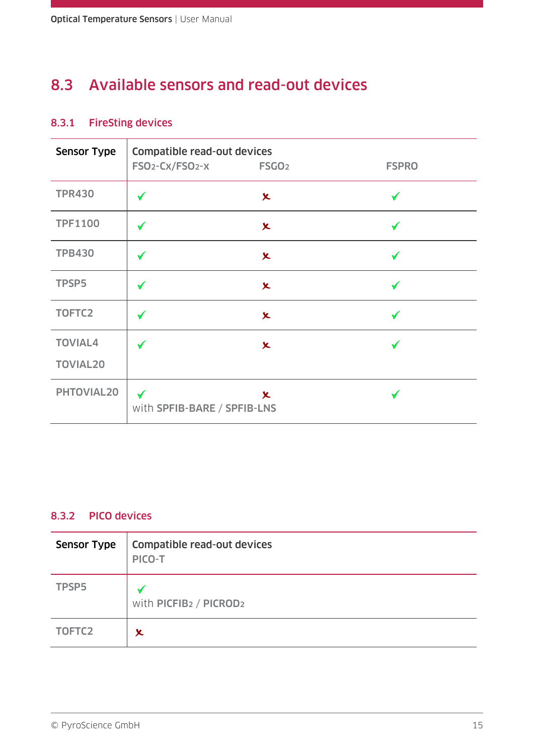## 8.3 Available sensors and read-out devices

### 8.3.1 FireSting devices

| Sensor Type | Compatible read-out devices | | |
|---|---|---|---|
| | $FSO_2$-Cx/$FSO_2$-x | $FSGO_2$ | FSPRO |
| TPR430 | ✓ | ✗ | ✓ |
| TPF1100 | ✓ | ✗ | ✓ |
| TPB430 | ✓ | ✗ | ✓ |
| TPSP5 | ✓ | ✗ | ✓ |
| TOFTC2 | ✓ | ✗ | ✓ |
| TOVIAL4<br>TOVIAL20 | ✓ | ✗ | ✓ |
| PHTOVIAL20 | ✓<br>with SPFIB-BARE / SPFIB-LNS | ✗ | ✓ |

### 8.3.2 PICO devices

| Sensor Type | Compatible read-out devices |
|---|---|
| | PICO-T |
| TPSP5 | ✓<br>with $PICFIB_2$ / $PICROD_2$ |
| TOFTC2 | ✗ |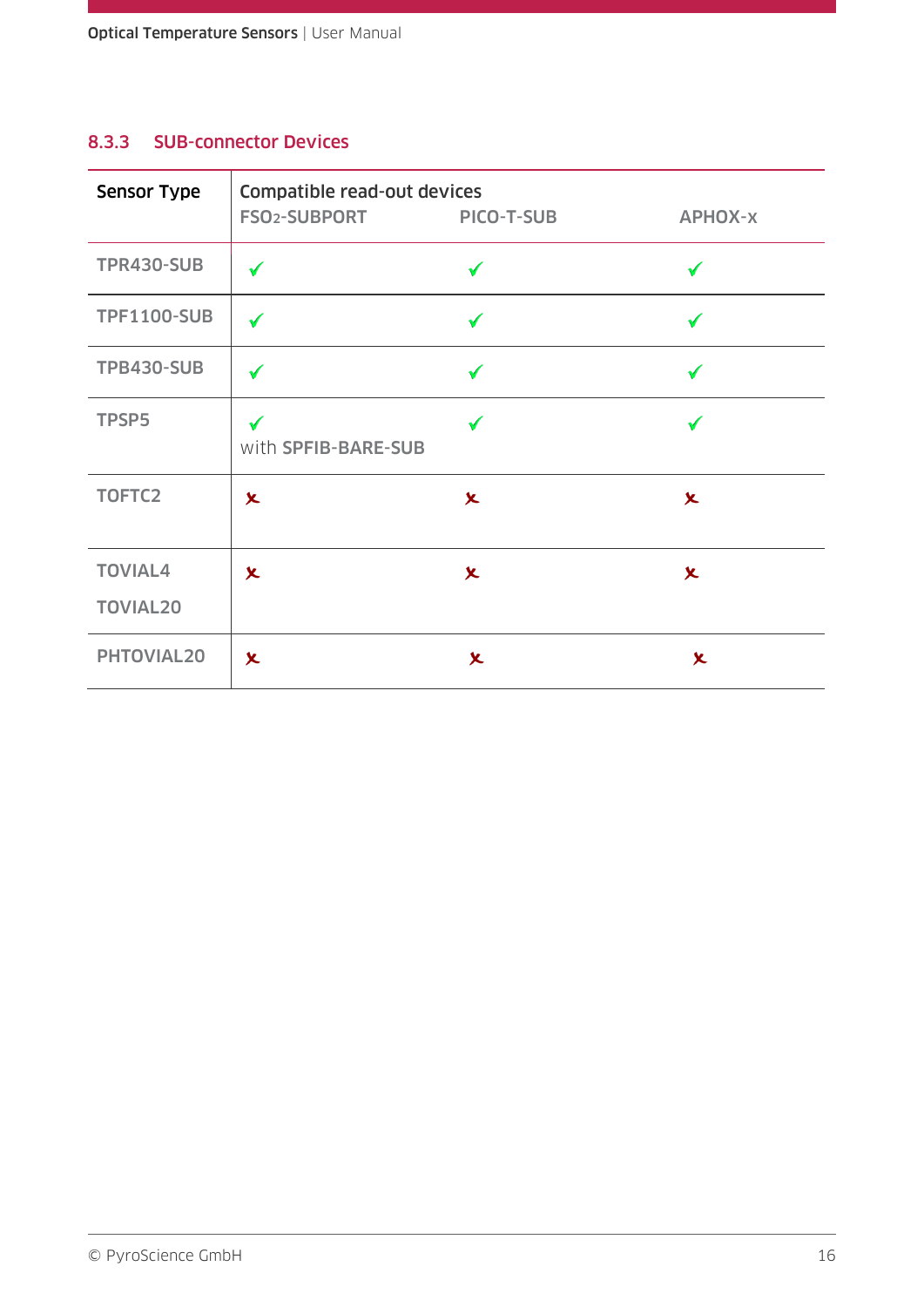### 8.3.3 SUB-connector Devices

| Sensor Type | Compatible read-out devices | | |
|---|---|---|---|
| | FSO2-SUBPORT | PICO-T-SUB | APHOX-x |
| TPR430-SUB | ✓ | ✓ | ✓ |
| TPF1100-SUB | ✓ | ✓ | ✓ |
| TPB430-SUB | ✓ | ✓ | ✓ |
| TPSP5 | ✓ with SPFIB-BARE-SUB | ✓ | ✓ |
| TOFTC2 | ✗ | ✗ | ✗ |
| TOVIAL4<br>TOVIAL20 | ✗ | ✗ | ✗ |
| PHTOVIAL20 | ✗ | ✗ | ✗ |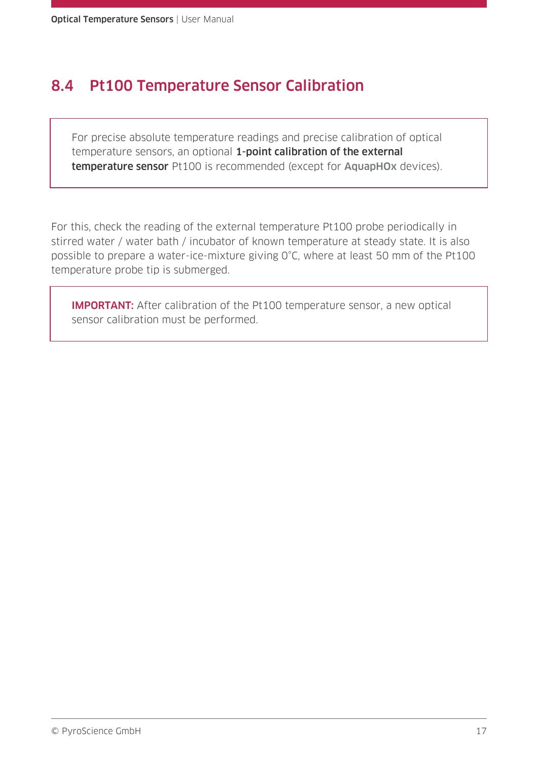## 8.4 Pt100 Temperature Sensor Calibration

For precise absolute temperature readings and precise calibration of optical temperature sensors, an optional **1-point calibration of the external temperature sensor** Pt100 is recommended (except for **AquapHOx** devices).

For this, check the reading of the external temperature Pt100 probe periodically in stirred water / water bath / incubator of known temperature at steady state. It is also possible to prepare a water-ice-mixture giving 0°C, where at least 50 mm of the Pt100 temperature probe tip is submerged.

**IMPORTANT:** After calibration of the Pt100 temperature sensor, a new optical sensor calibration must be performed.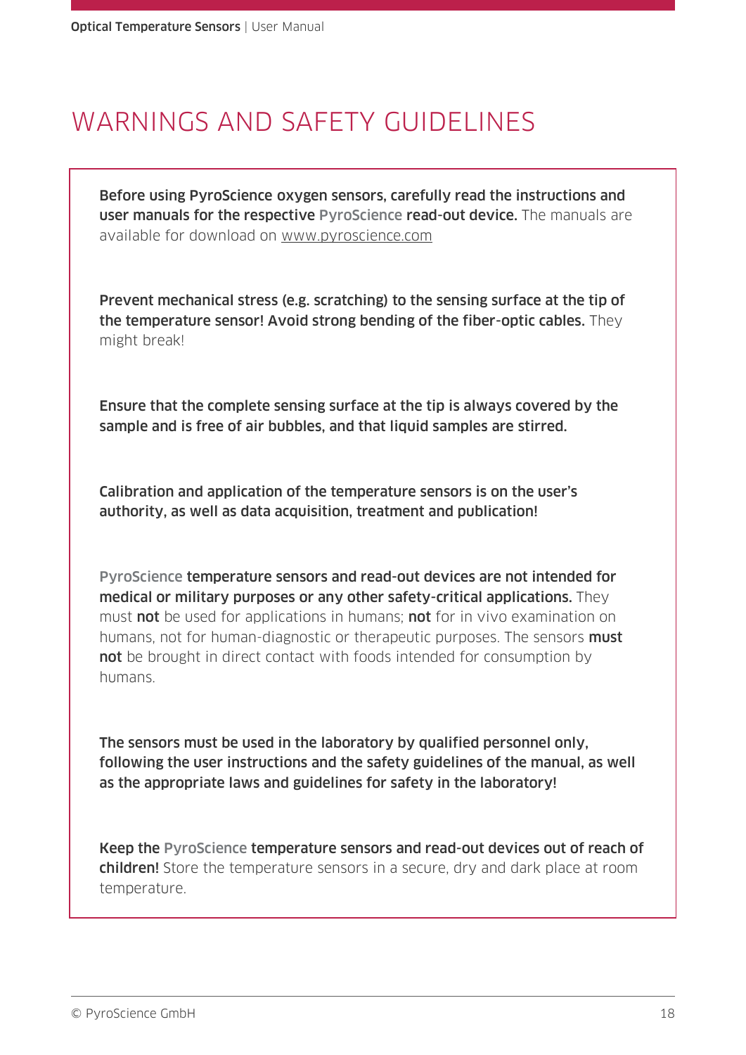# WARNINGS AND SAFETY GUIDELINES

**Before using PyroScience oxygen sensors, carefully read the instructions and user manuals for the respective PyroScience read-out device.** The manuals are available for download on www.pyroscience.com

**Prevent mechanical stress (e.g. scratching) to the sensing surface at the tip of the temperature sensor! Avoid strong bending of the fiber-optic cables.** They might break!

**Ensure that the complete sensing surface at the tip is always covered by the sample and is free of air bubbles, and that liquid samples are stirred.**

**Calibration and application of the temperature sensors is on the user's authority, as well as data acquisition, treatment and publication!**

**PyroScience temperature sensors and read-out devices are not intended for medical or military purposes or any other safety-critical applications.** They must **not** be used for applications in humans; **not** for in vivo examination on humans, not for human-diagnostic or therapeutic purposes. The sensors **must not** be brought in direct contact with foods intended for consumption by humans.

**The sensors must be used in the laboratory by qualified personnel only, following the user instructions and the safety guidelines of the manual, as well as the appropriate laws and guidelines for safety in the laboratory!**

**Keep the PyroScience temperature sensors and read-out devices out of reach of children!** Store the temperature sensors in a secure, dry and dark place at room temperature.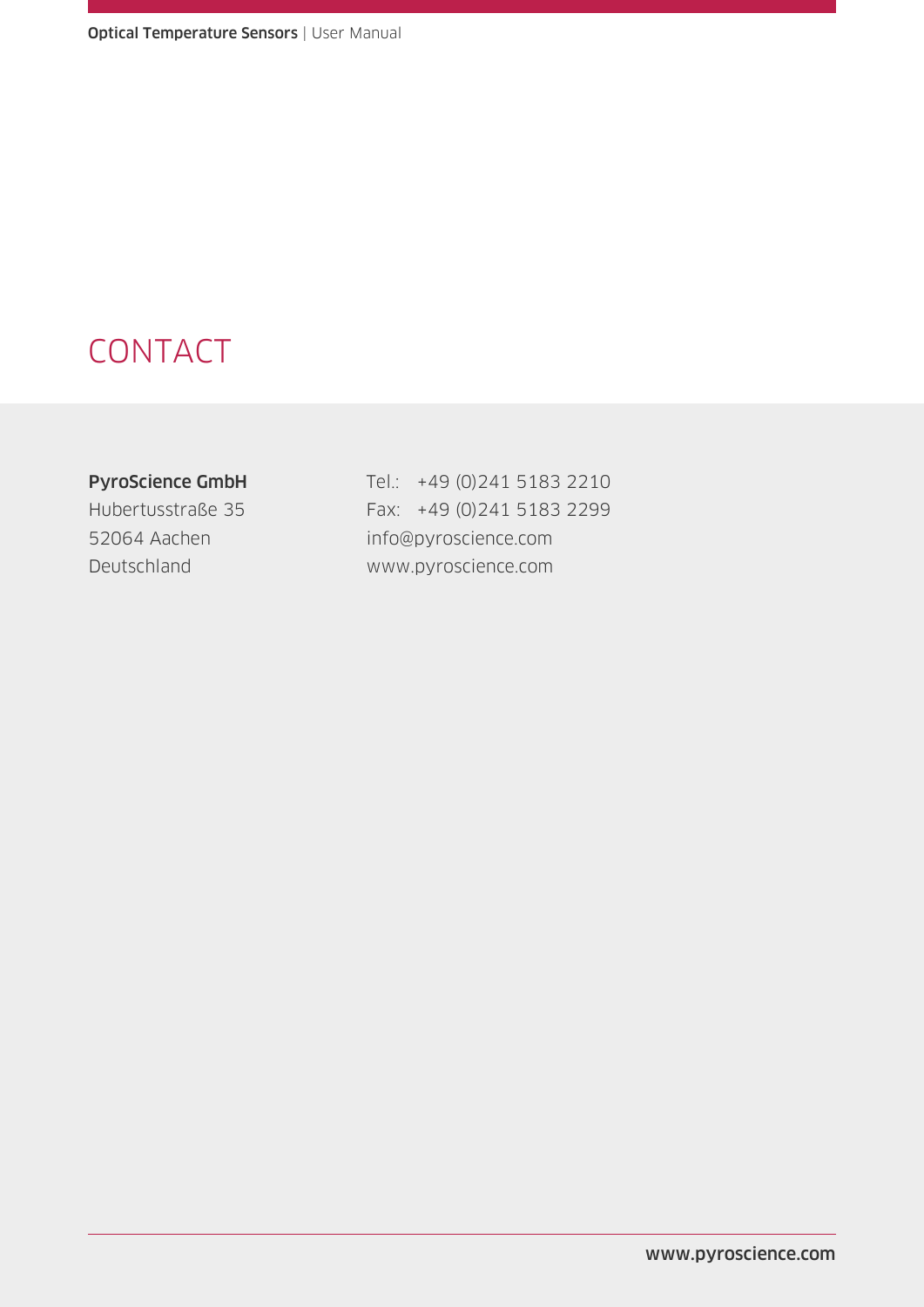# CONTACT

**PyroScience GmbH**
Hubertusstraße 35
52064 Aachen
Deutschland

Tel.: +49 (0)241 5183 2210
Fax: +49 (0)241 5183 2299
info@pyroscience.com
www.pyroscience.com